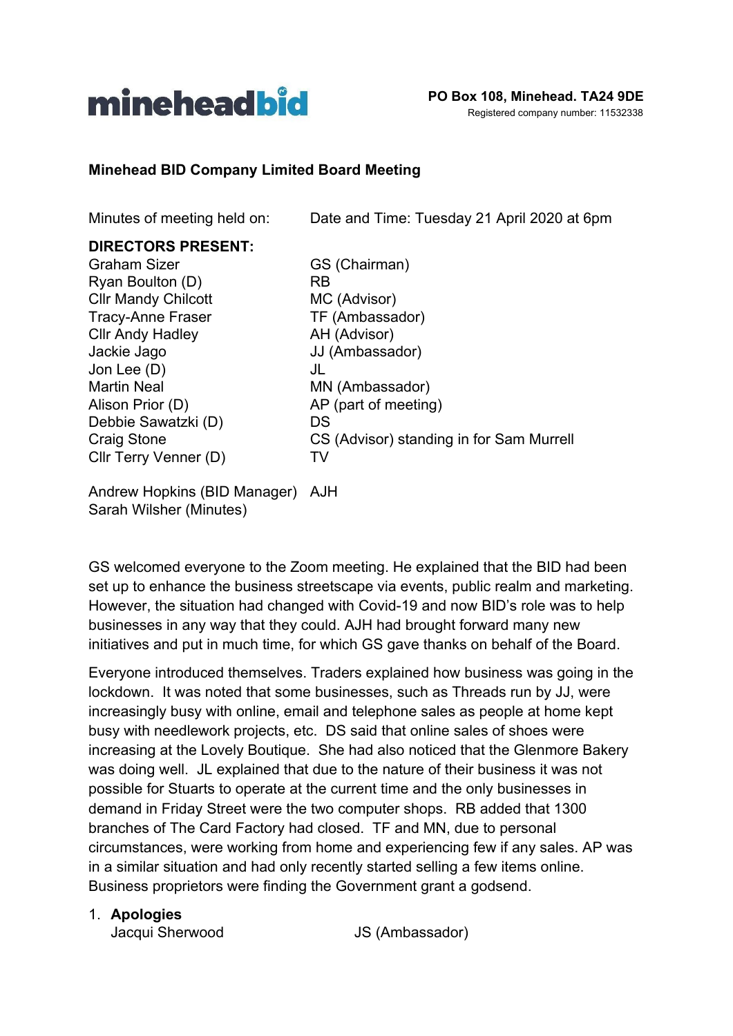**mineheadbid**

**PO Box 108, Minehead. TA24 9DE**
Registered company number: 11532338

**Minehead BID Company Limited Board Meeting**

Minutes of meeting held on: Date and Time: Tuesday 21 April 2020 at 6pm

**DIRECTORS PRESENT:**

| | |
|---|---|
| Graham Sizer | GS (Chairman) |
| Ryan Boulton (D) | RB |
| Cllr Mandy Chilcott | MC (Advisor) |
| Tracy-Anne Fraser | TF (Ambassador) |
| Cllr Andy Hadley | AH (Advisor) |
| Jackie Jago | JJ (Ambassador) |
| Jon Lee (D) | JL |
| Martin Neal | MN (Ambassador) |
| Alison Prior (D) | AP (part of meeting) |
| Debbie Sawatzki (D) | DS |
| Craig Stone | CS (Advisor) standing in for Sam Murrell |
| Cllr Terry Venner (D) | TV |

Andrew Hopkins (BID Manager) AJH
Sarah Wilsher (Minutes)

GS welcomed everyone to the Zoom meeting. He explained that the BID had been set up to enhance the business streetscape via events, public realm and marketing. However, the situation had changed with Covid-19 and now BID's role was to help businesses in any way that they could. AJH had brought forward many new initiatives and put in much time, for which GS gave thanks on behalf of the Board.

Everyone introduced themselves. Traders explained how business was going in the lockdown. It was noted that some businesses, such as Threads run by JJ, were increasingly busy with online, email and telephone sales as people at home kept busy with needlework projects, etc. DS said that online sales of shoes were increasing at the Lovely Boutique. She had also noticed that the Glenmore Bakery was doing well. JL explained that due to the nature of their business it was not possible for Stuarts to operate at the current time and the only businesses in demand in Friday Street were the two computer shops. RB added that 1300 branches of The Card Factory had closed. TF and MN, due to personal circumstances, were working from home and experiencing few if any sales. AP was in a similar situation and had only recently started selling a few items online. Business proprietors were finding the Government grant a godsend.

1. **Apologies**
   Jacqui Sherwood JS (Ambassador)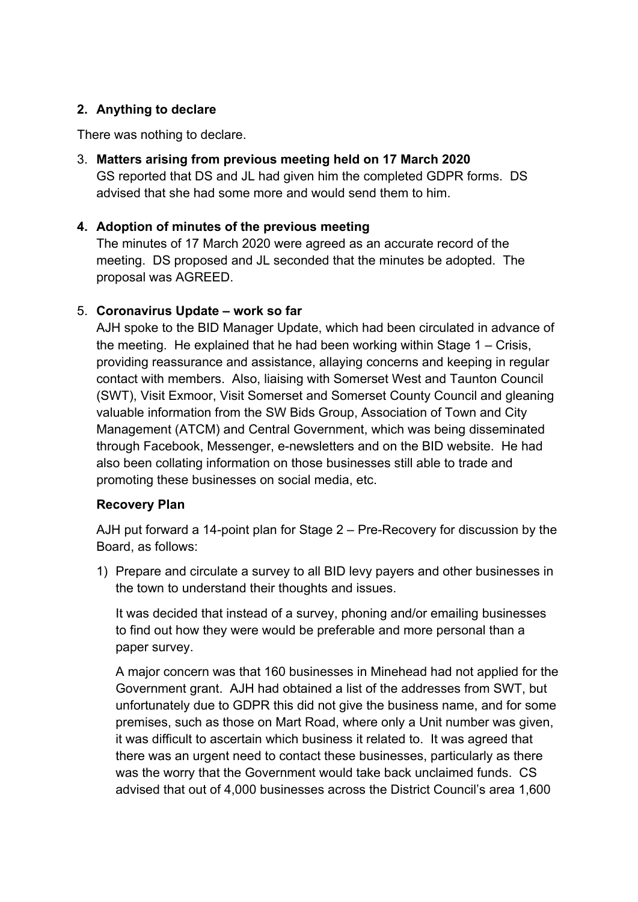**2. Anything to declare**

There was nothing to declare.

3. **Matters arising from previous meeting held on 17 March 2020**
   GS reported that DS and JL had given him the completed GDPR forms. DS advised that she had some more and would send them to him.

4. **Adoption of minutes of the previous meeting**
   The minutes of 17 March 2020 were agreed as an accurate record of the meeting. DS proposed and JL seconded that the minutes be adopted. The proposal was AGREED.

5. **Coronavirus Update – work so far**
   AJH spoke to the BID Manager Update, which had been circulated in advance of the meeting. He explained that he had been working within Stage 1 – Crisis, providing reassurance and assistance, allaying concerns and keeping in regular contact with members. Also, liaising with Somerset West and Taunton Council (SWT), Visit Exmoor, Visit Somerset and Somerset County Council and gleaning valuable information from the SW Bids Group, Association of Town and City Management (ATCM) and Central Government, which was being disseminated through Facebook, Messenger, e-newsletters and on the BID website. He had also been collating information on those businesses still able to trade and promoting these businesses on social media, etc.

   **Recovery Plan**

   AJH put forward a 14-point plan for Stage 2 – Pre-Recovery for discussion by the Board, as follows:

   1) Prepare and circulate a survey to all BID levy payers and other businesses in the town to understand their thoughts and issues.

      It was decided that instead of a survey, phoning and/or emailing businesses to find out how they were would be preferable and more personal than a paper survey.

      A major concern was that 160 businesses in Minehead had not applied for the Government grant. AJH had obtained a list of the addresses from SWT, but unfortunately due to GDPR this did not give the business name, and for some premises, such as those on Mart Road, where only a Unit number was given, it was difficult to ascertain which business it related to. It was agreed that there was an urgent need to contact these businesses, particularly as there was the worry that the Government would take back unclaimed funds. CS advised that out of 4,000 businesses across the District Council's area 1,600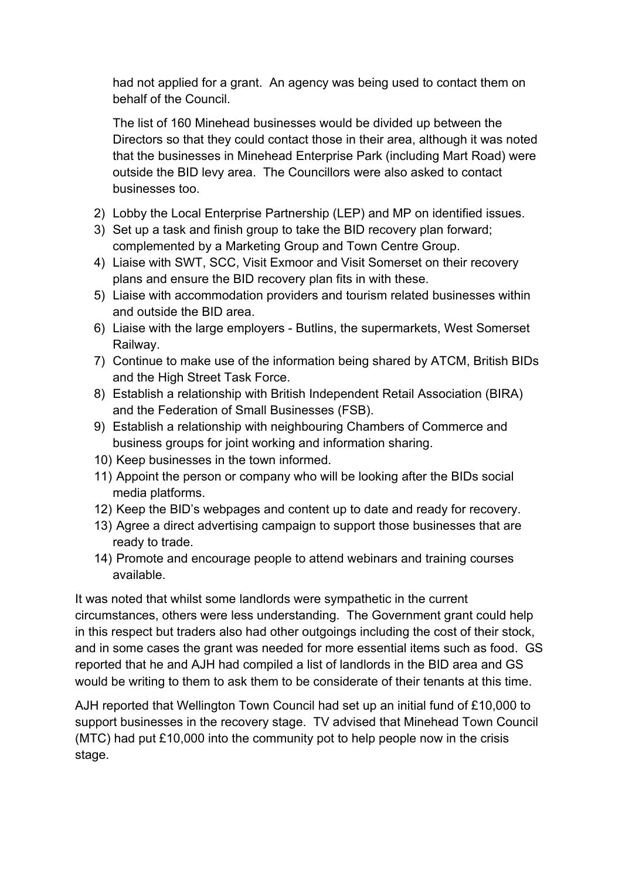had not applied for a grant. An agency was being used to contact them on behalf of the Council.

The list of 160 Minehead businesses would be divided up between the Directors so that they could contact those in their area, although it was noted that the businesses in Minehead Enterprise Park (including Mart Road) were outside the BID levy area. The Councillors were also asked to contact businesses too.

2) Lobby the Local Enterprise Partnership (LEP) and MP on identified issues.
3) Set up a task and finish group to take the BID recovery plan forward; complemented by a Marketing Group and Town Centre Group.
4) Liaise with SWT, SCC, Visit Exmoor and Visit Somerset on their recovery plans and ensure the BID recovery plan fits in with these.
5) Liaise with accommodation providers and tourism related businesses within and outside the BID area.
6) Liaise with the large employers - Butlins, the supermarkets, West Somerset Railway.
7) Continue to make use of the information being shared by ATCM, British BIDs and the High Street Task Force.
8) Establish a relationship with British Independent Retail Association (BIRA) and the Federation of Small Businesses (FSB).
9) Establish a relationship with neighbouring Chambers of Commerce and business groups for joint working and information sharing.
10) Keep businesses in the town informed.
11) Appoint the person or company who will be looking after the BIDs social media platforms.
12) Keep the BID's webpages and content up to date and ready for recovery.
13) Agree a direct advertising campaign to support those businesses that are ready to trade.
14) Promote and encourage people to attend webinars and training courses available.

It was noted that whilst some landlords were sympathetic in the current circumstances, others were less understanding. The Government grant could help in this respect but traders also had other outgoings including the cost of their stock, and in some cases the grant was needed for more essential items such as food. GS reported that he and AJH had compiled a list of landlords in the BID area and GS would be writing to them to ask them to be considerate of their tenants at this time.

AJH reported that Wellington Town Council had set up an initial fund of £10,000 to support businesses in the recovery stage. TV advised that Minehead Town Council (MTC) had put £10,000 into the community pot to help people now in the crisis stage.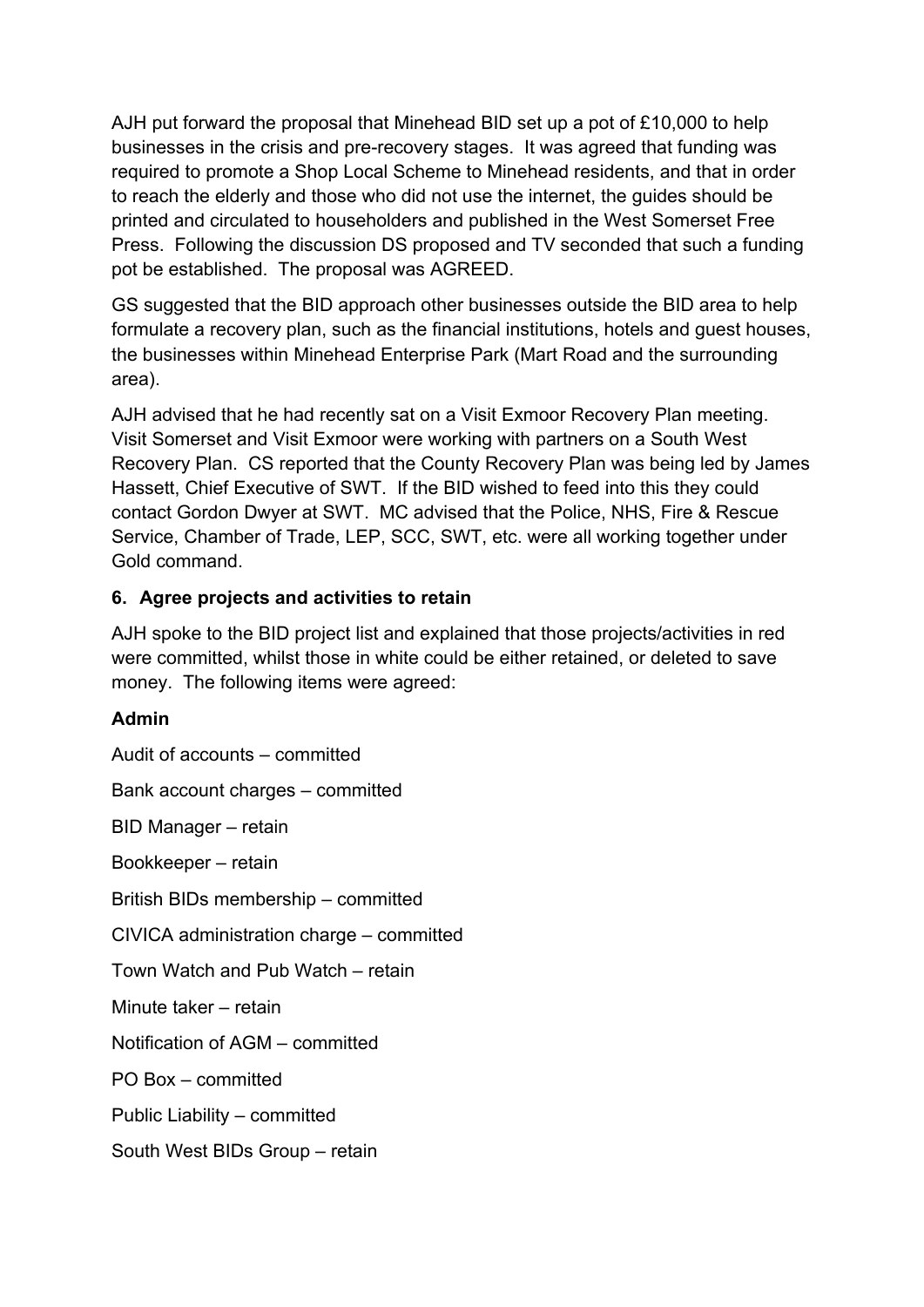AJH put forward the proposal that Minehead BID set up a pot of £10,000 to help businesses in the crisis and pre-recovery stages. It was agreed that funding was required to promote a Shop Local Scheme to Minehead residents, and that in order to reach the elderly and those who did not use the internet, the guides should be printed and circulated to householders and published in the West Somerset Free Press. Following the discussion DS proposed and TV seconded that such a funding pot be established. The proposal was AGREED.

GS suggested that the BID approach other businesses outside the BID area to help formulate a recovery plan, such as the financial institutions, hotels and guest houses, the businesses within Minehead Enterprise Park (Mart Road and the surrounding area).

AJH advised that he had recently sat on a Visit Exmoor Recovery Plan meeting. Visit Somerset and Visit Exmoor were working with partners on a South West Recovery Plan. CS reported that the County Recovery Plan was being led by James Hassett, Chief Executive of SWT. If the BID wished to feed into this they could contact Gordon Dwyer at SWT. MC advised that the Police, NHS, Fire & Rescue Service, Chamber of Trade, LEP, SCC, SWT, etc. were all working together under Gold command.

## 6. Agree projects and activities to retain

AJH spoke to the BID project list and explained that those projects/activities in red were committed, whilst those in white could be either retained, or deleted to save money. The following items were agreed:

**Admin**

Audit of accounts – committed

Bank account charges – committed

BID Manager – retain

Bookkeeper – retain

British BIDs membership – committed

CIVICA administration charge – committed

Town Watch and Pub Watch – retain

Minute taker – retain

Notification of AGM – committed

PO Box – committed

Public Liability – committed

South West BIDs Group – retain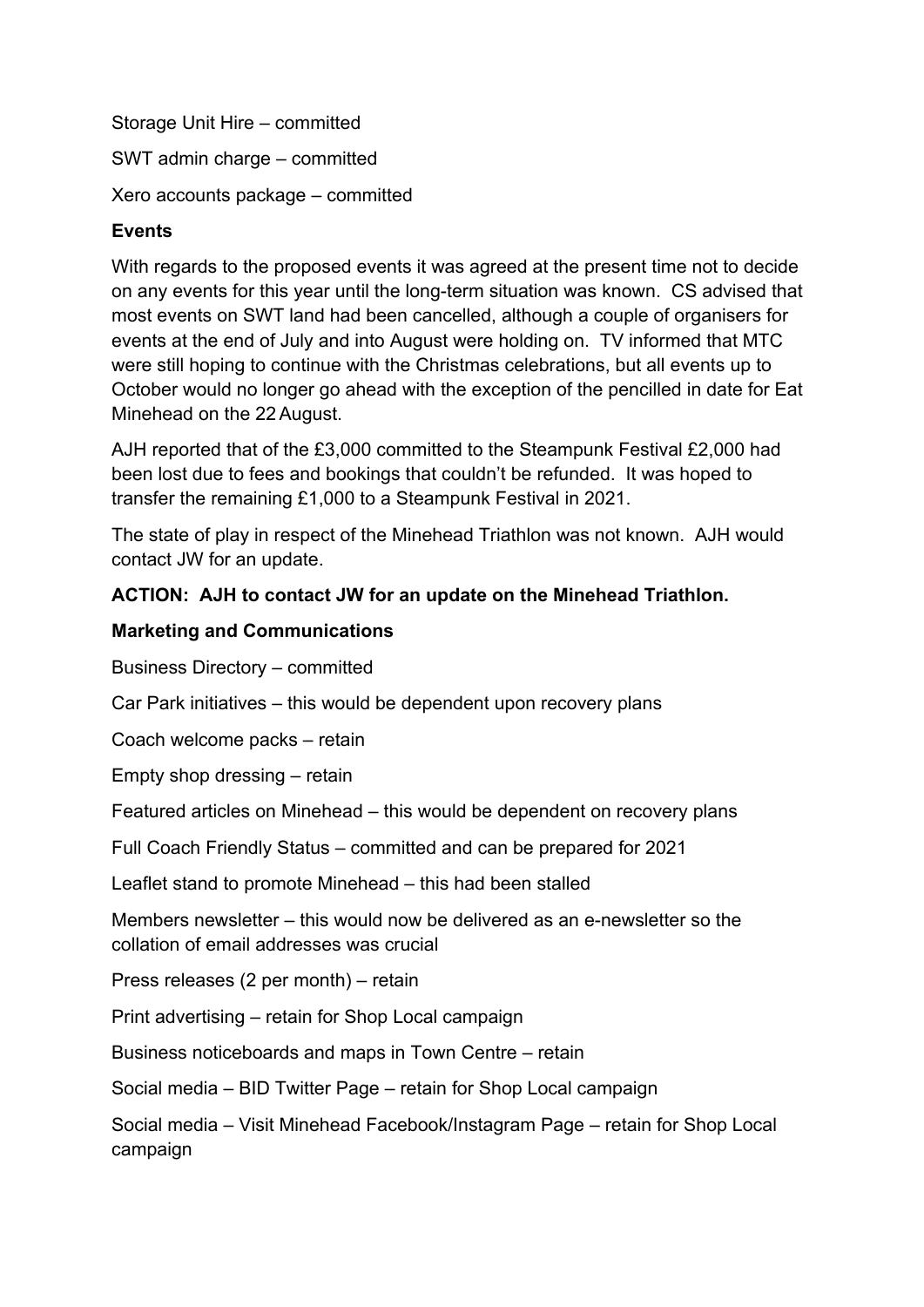Storage Unit Hire – committed

SWT admin charge – committed

Xero accounts package – committed

**Events**

With regards to the proposed events it was agreed at the present time not to decide on any events for this year until the long-term situation was known. CS advised that most events on SWT land had been cancelled, although a couple of organisers for events at the end of July and into August were holding on. TV informed that MTC were still hoping to continue with the Christmas celebrations, but all events up to October would no longer go ahead with the exception of the pencilled in date for Eat Minehead on the 22 August.

AJH reported that of the £3,000 committed to the Steampunk Festival £2,000 had been lost due to fees and bookings that couldn't be refunded. It was hoped to transfer the remaining £1,000 to a Steampunk Festival in 2021.

The state of play in respect of the Minehead Triathlon was not known. AJH would contact JW for an update.

**ACTION: AJH to contact JW for an update on the Minehead Triathlon.**

**Marketing and Communications**

Business Directory – committed

Car Park initiatives – this would be dependent upon recovery plans

Coach welcome packs – retain

Empty shop dressing – retain

Featured articles on Minehead – this would be dependent on recovery plans

Full Coach Friendly Status – committed and can be prepared for 2021

Leaflet stand to promote Minehead – this had been stalled

Members newsletter – this would now be delivered as an e-newsletter so the collation of email addresses was crucial

Press releases (2 per month) – retain

Print advertising – retain for Shop Local campaign

Business noticeboards and maps in Town Centre – retain

Social media – BID Twitter Page – retain for Shop Local campaign

Social media – Visit Minehead Facebook/Instagram Page – retain for Shop Local campaign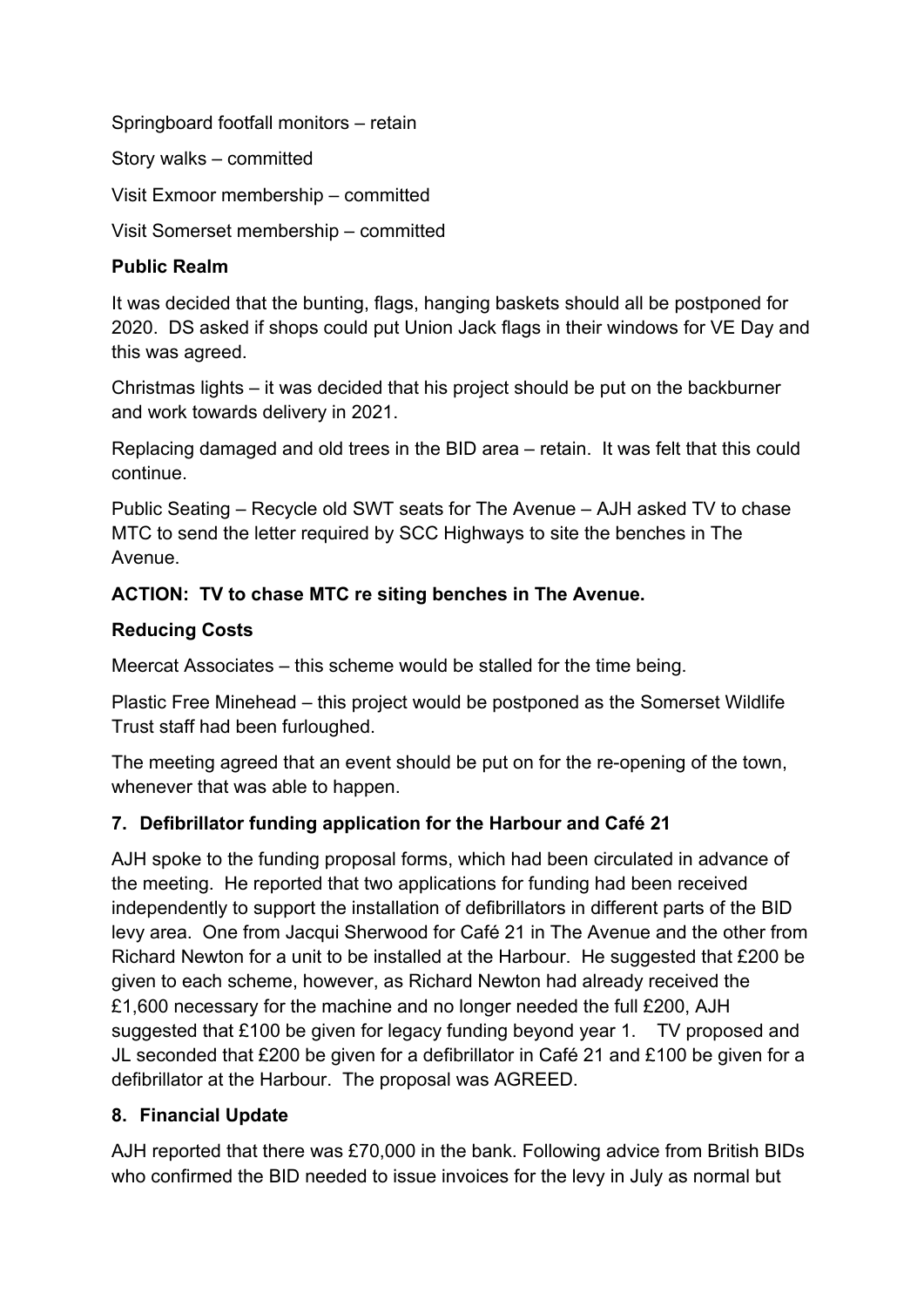Springboard footfall monitors – retain

Story walks – committed

Visit Exmoor membership – committed

Visit Somerset membership – committed

**Public Realm**

It was decided that the bunting, flags, hanging baskets should all be postponed for 2020. DS asked if shops could put Union Jack flags in their windows for VE Day and this was agreed.

Christmas lights – it was decided that his project should be put on the backburner and work towards delivery in 2021.

Replacing damaged and old trees in the BID area – retain. It was felt that this could continue.

Public Seating – Recycle old SWT seats for The Avenue – AJH asked TV to chase MTC to send the letter required by SCC Highways to site the benches in The Avenue.

**ACTION: TV to chase MTC re siting benches in The Avenue.**

**Reducing Costs**

Meercat Associates – this scheme would be stalled for the time being.

Plastic Free Minehead – this project would be postponed as the Somerset Wildlife Trust staff had been furloughed.

The meeting agreed that an event should be put on for the re-opening of the town, whenever that was able to happen.

## 7. Defibrillator funding application for the Harbour and Café 21

AJH spoke to the funding proposal forms, which had been circulated in advance of the meeting. He reported that two applications for funding had been received independently to support the installation of defibrillators in different parts of the BID levy area. One from Jacqui Sherwood for Café 21 in The Avenue and the other from Richard Newton for a unit to be installed at the Harbour. He suggested that £200 be given to each scheme, however, as Richard Newton had already received the £1,600 necessary for the machine and no longer needed the full £200, AJH suggested that £100 be given for legacy funding beyond year 1. TV proposed and JL seconded that £200 be given for a defibrillator in Café 21 and £100 be given for a defibrillator at the Harbour. The proposal was AGREED.

## 8. Financial Update

AJH reported that there was £70,000 in the bank. Following advice from British BIDs who confirmed the BID needed to issue invoices for the levy in July as normal but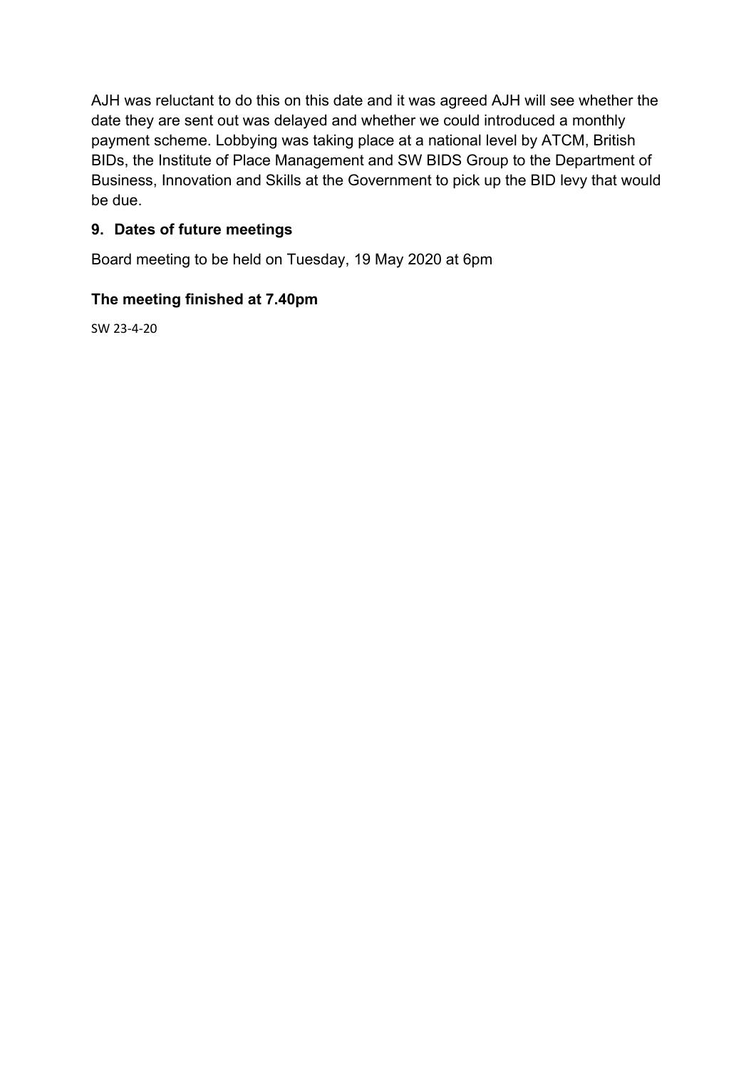AJH was reluctant to do this on this date and it was agreed AJH will see whether the date they are sent out was delayed and whether we could introduced a monthly payment scheme. Lobbying was taking place at a national level by ATCM, British BIDs, the Institute of Place Management and SW BIDS Group to the Department of Business, Innovation and Skills at the Government to pick up the BID levy that would be due.

## 9. Dates of future meetings

Board meeting to be held on Tuesday, 19 May 2020 at 6pm

**The meeting finished at 7.40pm**

SW 23-4-20